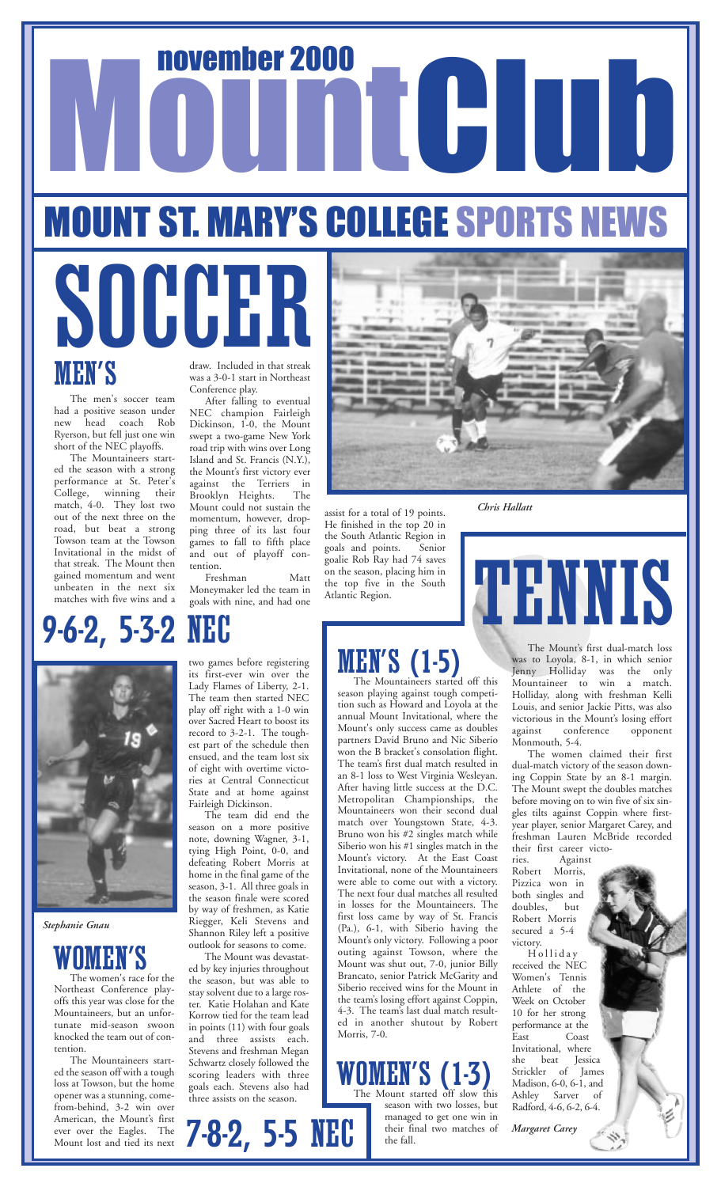# MountClub

november 2000

# MOUNT ST. MARY'S COLLEGE SPORTS NEWS

# SOCCER

## MEN'S

The men's soccer team had a positive season under new head coach Rob Ryerson, but fell just one win short of the NEC playoffs.

The Mountaineers started the season with a strong performance at St. Peter's College, winning their match, 4-0. They lost two out of the next three on the road, but beat a strong Towson team at the Towson Invitational in the midst of that streak. The Mount then gained momentum and went unbeaten in the next six matches with five wins and a draw. Included in that streak was a 3-0-1 start in Northeast Conference play.

After falling to eventual NEC champion Fairleigh Dickinson, 1-0, the Mount swept a two-game New York road trip with wins over Long Island and St. Francis (N.Y.), the Mount's first victory ever against the Terriers in Brooklyn Heights. The Mount could not sustain the momentum, however, dropping three of its last four games to fall to fifth place and out of playoff contention.

Freshman Matt Moneymaker led the team in goals with nine, and had one assist for a total of 19 points. He finished in the top 20 in the South Atlantic Region in goals and points. Senior goalie Rob Ray had 74 saves on the season, placing him in the top five in the South Atlantic Region.

*Chris Hallatt*

## 9-6-2, 5-3-2 NEC

*Stephanie Gnau*

## WOMEN'S

The women's race for the Northeast Conference playoffs this year was close for the Mountaineers, but an unfortunate mid-season swoon knocked the team out of contention.

The Mountaineers started the season off with a tough loss at Towson, but the home opener was a stunning, come-from-behind, 3-2 win over American, the Mount's first ever over the Eagles. The Mount lost and tied its next two games before registering its first-ever win over the Lady Flames of Liberty, 2-1. The team then started NEC play off right with a 1-0 win over Sacred Heart to boost its record to 3-2-1. The toughest part of the schedule then ensued, and the team lost six of eight with overtime victories at Central Connecticut State and at home against Fairleigh Dickinson.

The team did end the season on a more positive note, downing Wagner, 3-1, tying High Point, 0-0, and defeating Robert Morris at home in the final game of the season, 3-1. All three goals in the season finale were scored by way of freshmen, as Katie Riegger, Keli Stevens and Shannon Riley left a positive outlook for seasons to come.

The Mount was devastated by key injuries throughout the season, but was able to stay solvent due to a large roster. Katie Holahan and Kate Korrow tied for the team lead in points (11) with four goals and three assists each. Stevens and freshman Megan Schwartz closely followed the scoring leaders with three goals each. Stevens also had three assists on the season.

## 7-8-2, 5-5 NEC

# TENNIS

## MEN'S (1-5)

The Mountaineers started off this season playing against tough competition such as Howard and Loyola at the annual Mount Invitational, where the Mount's only success came as doubles partners David Bruno and Nic Siberio won the B bracket's consolation flight. The team's first dual match resulted in an 8-1 loss to West Virginia Wesleyan. After having little success at the D.C. Metropolitan Championships, the Mountaineers won their second dual match over Youngstown State, 4-3. Bruno won his #2 singles match while Siberio won his #1 singles match in the Mount's victory. At the East Coast Invitational, none of the Mountaineers were able to come out with a victory. The next four dual matches all resulted in losses for the Mountaineers. The first loss came by way of St. Francis (Pa.), 6-1, with Siberio having the Mount's only victory. Following a poor outing against Towson, where the Mount was shut out, 7-0, junior Billy Brancato, senior Patrick McGarity and Siberio received wins for the Mount in the team's losing effort against Coppin, 4-3. The team's last dual match resulted in another shutout by Robert Morris, 7-0.

## WOMEN'S (1-3)

The Mount started off slow this season with two losses, but managed to get one win in their final two matches of the fall.

The Mount's first dual-match loss was to Loyola, 8-1, in which senior Jenny Holliday was the only Mountaineer to win a match. Holliday, along with freshman Kelli Louis, and senior Jackie Pitts, was also victorious in the Mount's losing effort against conference opponent Monmouth, 5-4.

The women claimed their first dual-match victory of the season downing Coppin State by an 8-1 margin. The Mount swept the doubles matches before moving on to win five of six singles tilts against Coppin where first-year player, senior Margaret Carey, and freshman Lauren McBride recorded their first career victories. Against Robert Morris, Pizzica won in both singles and doubles, but Robert Morris secured a 5-4 victory.

Holliday received the NEC Women's Tennis Athlete of the Week on October 10 for her strong performance at the East Coast Invitational, where she beat Jessica Strickler of James Madison, 6-0, 6-1, and Ashley Sarver of Radford, 4-6, 6-2, 6-4.

*Margaret Carey*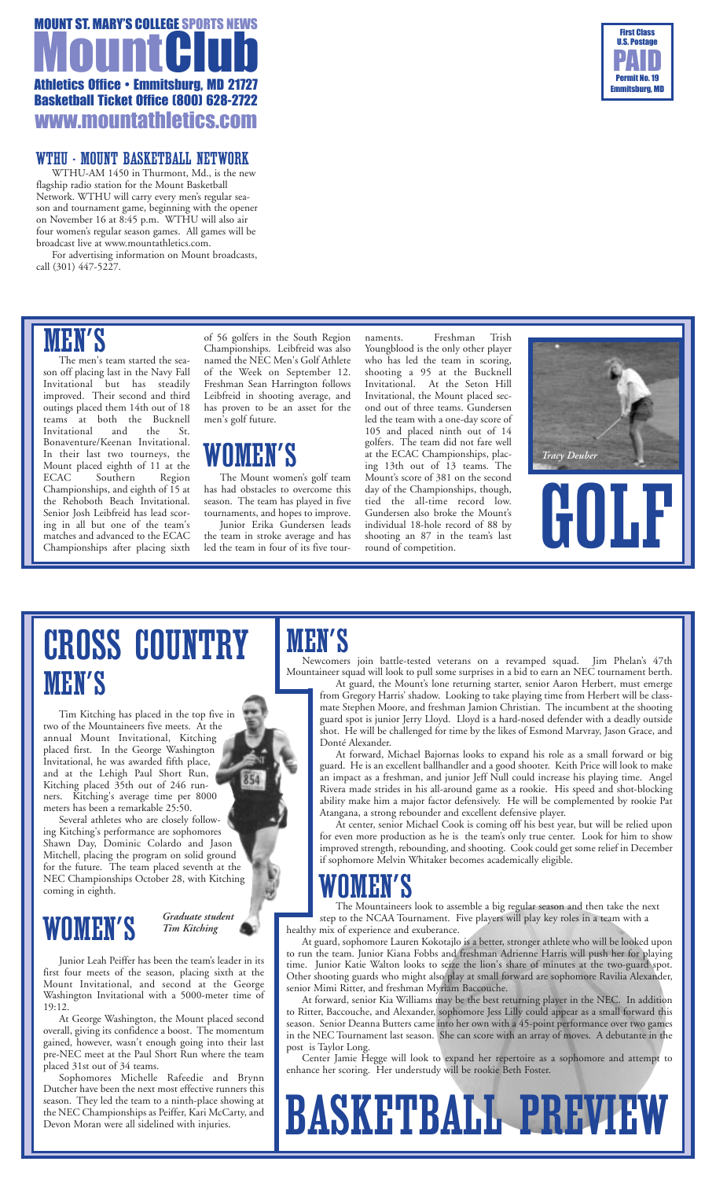# MOUNT ST. MARY'S COLLEGE SPORTS NEWS

# Mount Club

**Athletics Office • Emmitsburg, MD 21727**
**Basketball Ticket Office (800) 628-2722**
**www.mountathletics.com**

First Class
U.S. Postage
PAID
Permit No. 19
Emmitsburg, MD

## WTHU - MOUNT BASKETBALL NETWORK

WTHU-AM 1450 in Thurmont, Md., is the new flagship radio station for the Mount Basketball Network. WTHU will carry every men's regular season and tournament game, beginning with the opener on November 16 at 8:45 p.m. WTHU will also air four women's regular season games. All games will be broadcast live at www.mountathletics.com.

For advertising information on Mount broadcasts, call (301) 447-5227.

# GOLF

## MEN'S

The men's team started the season off placing last in the Navy Fall Invitational but has steadily improved. Their second and third outings placed them 14th out of 18 teams at both the Bucknell Invitational and the St. Bonaventure/Keenan Invitational. In their last two tourneys, the Mount placed eighth of 11 at the ECAC Southern Region Championships, and eighth of 15 at the Rehoboth Beach Invitational. Senior Josh Leibfreid has lead scoring in all but one of the team's matches and advanced to the ECAC Championships after placing sixth of 56 golfers in the South Region Championships. Leibfreid was also named the NEC Men's Golf Athlete of the Week on September 12. Freshman Sean Harrington follows Leibfreid in shooting average, and has proven to be an asset for the men's golf future.

## WOMEN'S

The Mount women's golf team has had obstacles to overcome this season. The team has played in five tournaments, and hopes to improve.

Junior Erika Gundersen leads the team in stroke average and has led the team in four of its five tournaments. Freshman Trish Youngblood is the only other player who has led the team in scoring, shooting a 95 at the Bucknell Invitational. At the Seton Hill Invitational, the Mount placed second out of three teams. Gundersen led the team with a one-day score of 105 and placed ninth out of 14 golfers. The team did not fare well at the ECAC Championships, placing 13th out of 13 teams. The Mount's score of 381 on the second day of the Championships, though, tied the all-time record low. Gundersen also broke the Mount's individual 18-hole record of 88 by shooting an 87 in the team's last round of competition.

*Tracy Deuber*

# CROSS COUNTRY

## MEN'S

Tim Kitching has placed in the top five in two of the Mountaineers five meets. At the annual Mount Invitational, Kitching placed first. In the George Washington Invitational, he was awarded fifth place, and at the Lehigh Paul Short Run, Kitching placed 35th out of 246 runners. Kitching's average time per 8000 meters has been a remarkable 25:50.

Several athletes who are closely following Kitching's performance are sophomores Shawn Day, Dominic Colardo and Jason Mitchell, placing the program on solid ground for the future. The team placed seventh at the NEC Championships October 28, with Kitching coming in eighth.

*Graduate student Tim Kitching*

## WOMEN'S

Junior Leah Peiffer has been the team's leader in its first four meets of the season, placing sixth at the Mount Invitational, and second at the George Washington Invitational with a 5000-meter time of 19:12.

At George Washington, the Mount placed second overall, giving its confidence a boost. The momentum gained, however, wasn't enough going into their last pre-NEC meet at the Paul Short Run where the team placed 31st out of 34 teams.

Sophomores Michelle Rafeedie and Brynn Dutcher have been the next most effective runners this season. They led the team to a ninth-place showing at the NEC Championships as Peiffer, Kari McCarty, and Devon Moran were all sidelined with injuries.

# BASKETBALL PREVIEW

## MEN'S

Newcomers join battle-tested veterans on a revamped squad. Jim Phelan's 47th Mountaineer squad will look to pull some surprises in a bid to earn an NEC tournament berth.

At guard, the Mount's lone returning starter, senior Aaron Herbert, must emerge from Gregory Harris' shadow. Looking to take playing time from Herbert will be classmate Stephen Moore, and freshman Jamion Christian. The incumbent at the shooting guard spot is junior Jerry Lloyd. Lloyd is a hard-nosed defender with a deadly outside shot. He will be challenged for time by the likes of Esmond Marvray, Jason Grace, and Donté Alexander.

At forward, Michael Bajornas looks to expand his role as a small forward or big guard. He is an excellent ballhandler and a good shooter. Keith Price will look to make an impact as a freshman, and junior Jeff Null could increase his playing time. Angel Rivera made strides in his all-around game as a rookie. His speed and shot-blocking ability make him a major factor defensively. He will be complemented by rookie Pat Atangana, a strong rebounder and excellent defensive player.

At center, senior Michael Cook is coming off his best year, but will be relied upon for even more production as he is the team's only true center. Look for him to show improved strength, rebounding, and shooting. Cook could get some relief in December if sophomore Melvin Whitaker becomes academically eligible.

## WOMEN'S

The Mountaineers look to assemble a big regular season and then take the next step to the NCAA Tournament. Five players will play key roles in a team with a healthy mix of experience and exuberance.

At guard, sophomore Lauren Kokotajlo is a better, stronger athlete who will be looked upon to run the team. Junior Kiana Fobbs and freshman Adrienne Harris will push her for playing time. Junior Katie Walton looks to seize the lion's share of minutes at the two-guard spot. Other shooting guards who might also play at small forward are sophomore Ravilia Alexander, senior Mimi Ritter, and freshman Myriam Baccouche.

At forward, senior Kia Williams may be the best returning player in the NEC. In addition to Ritter, Baccouche, and Alexander, sophomore Jess Lilly could appear as a small forward this season. Senior Deanna Butters came into her own with a 45-point performance over two games in the NEC Tournament last season. She can score with an array of moves. A debutante in the post is Taylor Long.

Center Jamie Hegge will look to expand her repertoire as a sophomore and attempt to enhance her scoring. Her understudy will be rookie Beth Foster.